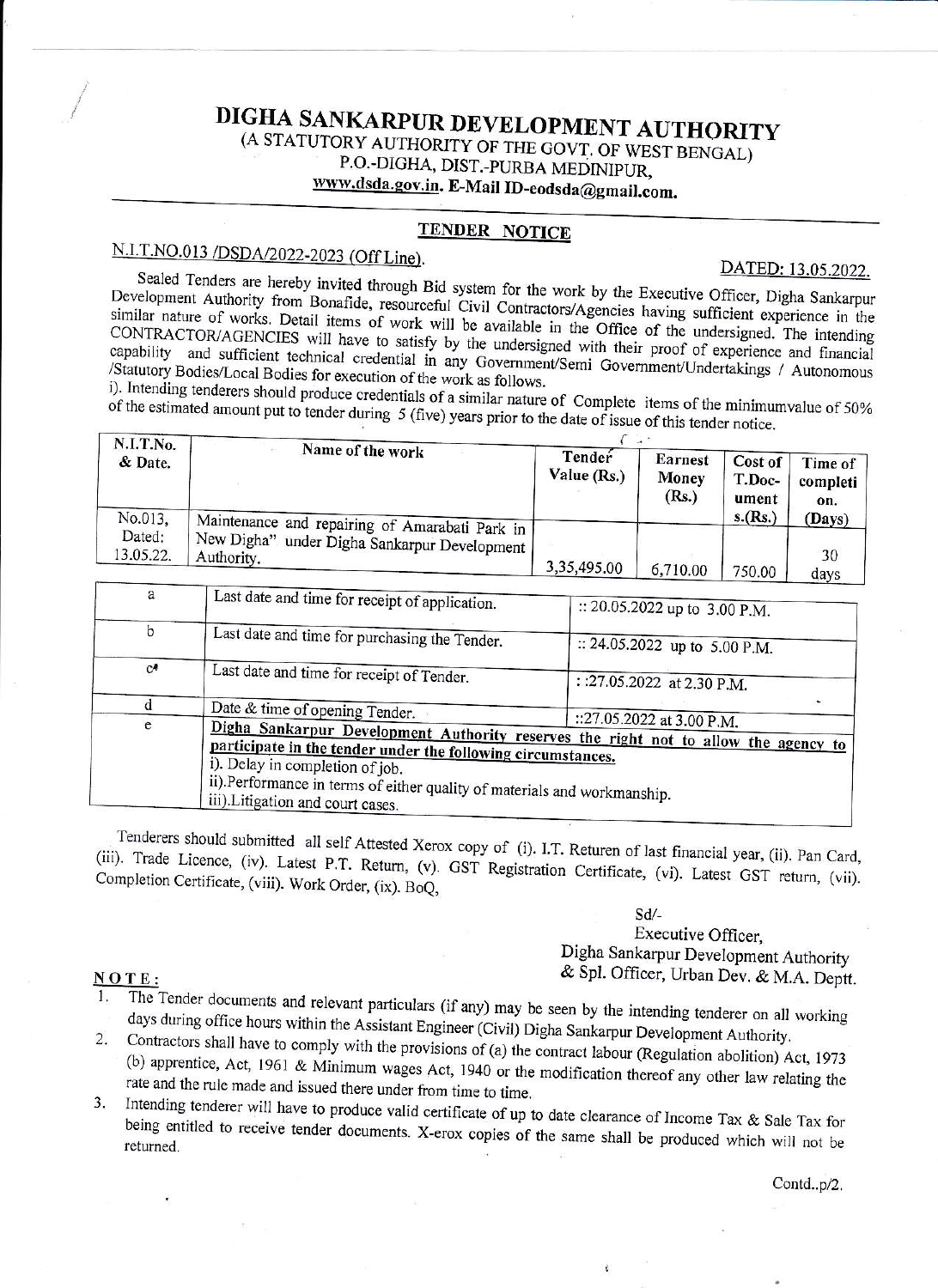# DIGHA SANKARPUR DEVELOPMENT AUTHORITY

(A STATUTORY AUTHORITY OF THE GOVT. OF WEST BENGAL)
P.O.-DIGHA, DIST.-PURBA MEDINIPUR,
www.dsda.gov.in. E-Mail ID-eodsda@gmail.com.

## TENDER NOTICE

N.I.T.NO.013 /DSDA/2022-2023 (Off Line). DATED: 13.05.2022.

Sealed Tenders are hereby invited through Bid system for the work by the Executive Officer, Digha Sankarpur Development Authority from Bonafide, resourceful Civil Contractors/Agencies having sufficient experience in the similar nature of works. Detail items of work will be available in the Office of the undersigned. The intending CONTRACTOR/AGENCIES will have to satisfy by the undersigned with their proof of experience and financial capability and sufficient technical credential in any Government/Semi Government/Undertakings / Autonomous /Statutory Bodies/Local Bodies for execution of the work as follows.

i). Intending tenderers should produce credentials of a similar nature of Complete items of the minimumvalue of 50% of the estimated amount put to tender during 5 (five) years prior to the date of issue of this tender notice.

| N.I.T.No. & Date. | Name of the work | Tender Value (Rs.) | Earnest Money (Rs.) | Cost of T.Document s.(Rs.) | Time of completion. (Days) |
|---|---|---|---|---|---|
| No.013, Dated: 13.05.22. | Maintenance and repairing of Amarabati Park in New Digha" under Digha Sankarpur Development Authority. | 3,35,495.00 | 6,710.00 | 750.00 | 30 days |

| | | |
|---|---|---|
| a | Last date and time for receipt of application. | :: 20.05.2022 up to 3.00 P.M. |
| b | Last date and time for purchasing the Tender. | :: 24.05.2022 up to 5.00 P.M. |
| c | Last date and time for receipt of Tender. | : :27.05.2022 at 2.30 P.M. |
| d | Date & time of opening Tender. | ::27.05.2022 at 3.00 P.M. |
| e | **Digha Sankarpur Development Authority reserves the right not to allow the agency to participate in the tender under the following circumstances.**<br>i). Delay in completion of job.<br>ii).Performance in terms of either quality of materials and workmanship.<br>iii).Litigation and court cases. | |

Tenderers should submitted all self Attested Xerox copy of (i). I.T. Returen of last financial year, (ii). Pan Card, (iii). Trade Licence, (iv). Latest P.T. Return, (v). GST Registration Certificate, (vi). Latest GST return, (vii). Completion Certificate, (viii). Work Order, (ix). BoQ,

Sd/-
Executive Officer,
Digha Sankarpur Development Authority
& Spl. Officer, Urban Dev. & M.A. Deptt.

**NOTE:**

1. The Tender documents and relevant particulars (if any) may be seen by the intending tenderer on all working days during office hours within the Assistant Engineer (Civil) Digha Sankarpur Development Authority.
2. Contractors shall have to comply with the provisions of (a) the contract labour (Regulation abolition) Act, 1973 (b) apprentice, Act, 1961 & Minimum wages Act, 1940 or the modification thereof any other law relating the rate and the rule made and issued there under from time to time.
3. Intending tenderer will have to produce valid certificate of up to date clearance of Income Tax & Sale Tax for being entitled to receive tender documents. X-erox copies of the same shall be produced which will not be returned.

Contd..p/2.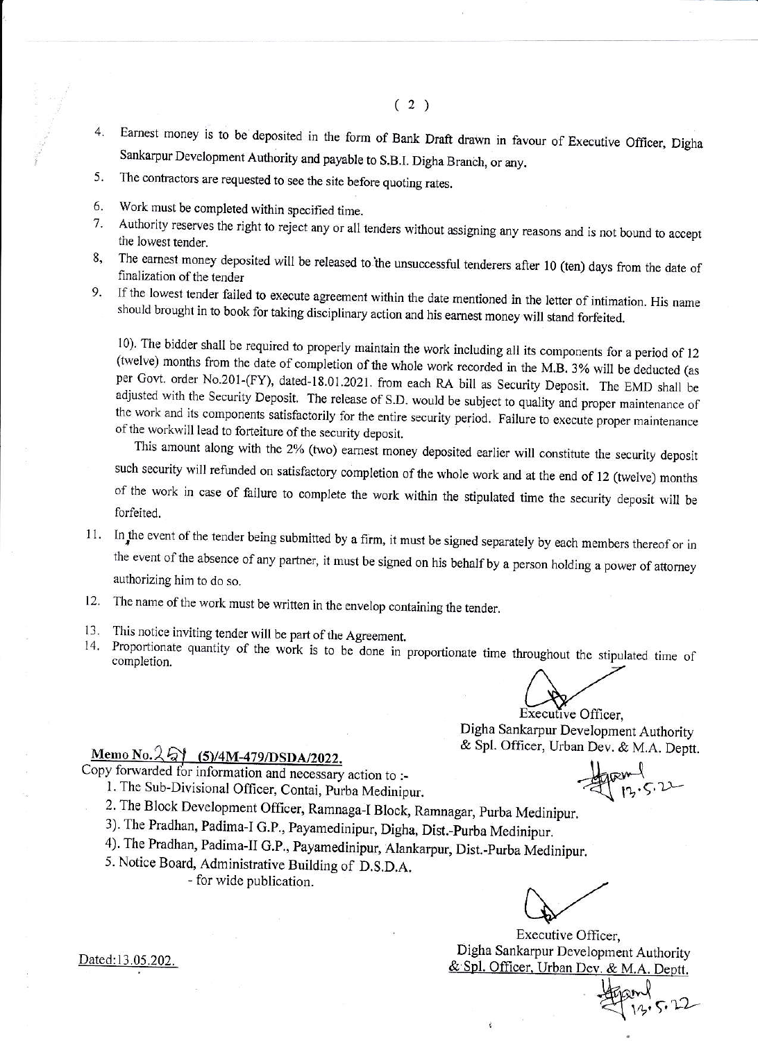4. Earnest money is to be deposited in the form of Bank Draft drawn in favour of Executive Officer, Digha Sankarpur Development Authority and payable to S.B.I. Digha Branch, or any.
5. The contractors are requested to see the site before quoting rates.
6. Work must be completed within specified time.
7. Authority reserves the right to reject any or all tenders without assigning any reasons and is not bound to accept the lowest tender.
8. The earnest money deposited will be released to the unsuccessful tenderers after 10 (ten) days from the date of finalization of the tender
9. If the lowest tender failed to execute agreement within the date mentioned in the letter of intimation. His name should brought in to book for taking disciplinary action and his earnest money will stand forfeited.

10). The bidder shall be required to properly maintain the work including all its components for a period of 12 (twelve) months from the date of completion of the whole work recorded in the M.B. 3% will be deducted (as per Govt. order No.201-(FY), dated-18.01.2021. from each RA bill as Security Deposit. The EMD shall be adjusted with the Security Deposit. The release of S.D. would be subject to quality and proper maintenance of the work and its components satisfactorily for the entire security period. Failure to execute proper maintenance of the workwill lead to forteiture of the security deposit.

This amount along with the 2% (two) earnest money deposited earlier will constitute the security deposit such security will refunded on satisfactory completion of the whole work and at the end of 12 (twelve) months of the work in case of failure to complete the work within the stipulated time the security deposit will be forfeited.

11. In the event of the tender being submitted by a firm, it must be signed separately by each members thereof or in the event of the absence of any partner, it must be signed on his behalf by a person holding a power of attorney authorizing him to do so.
12. The name of the work must be written in the envelop containing the tender.
13. This notice inviting tender will be part of the Agreement.
14. Proportionate quantity of the work is to be done in proportionate time throughout the stipulated time of completion.

Executive Officer,
Digha Sankarpur Development Authority
& Spl. Officer, Urban Dev. & M.A. Deptt.
13.5.22

**Memo No. 251 (5)/4M-479/DSDA/2022.**

Copy forwarded for information and necessary action to :-

1. The Sub-Divisional Officer, Contai, Purba Medinipur.
2. The Block Development Officer, Ramnaga-I Block, Ramnagar, Purba Medinipur.
3). The Pradhan, Padima-I G.P., Payamedinipur, Digha, Dist.-Purba Medinipur.
4). The Pradhan, Padima-II G.P., Payamedinipur, Alankarpur, Dist.-Purba Medinipur.
5. Notice Board, Administrative Building of D.S.D.A.

- for wide publication.

Dated:13.05.202.

Executive Officer,
Digha Sankarpur Development Authority
& Spl. Officer, Urban Dev. & M.A. Deptt.
13.5.22